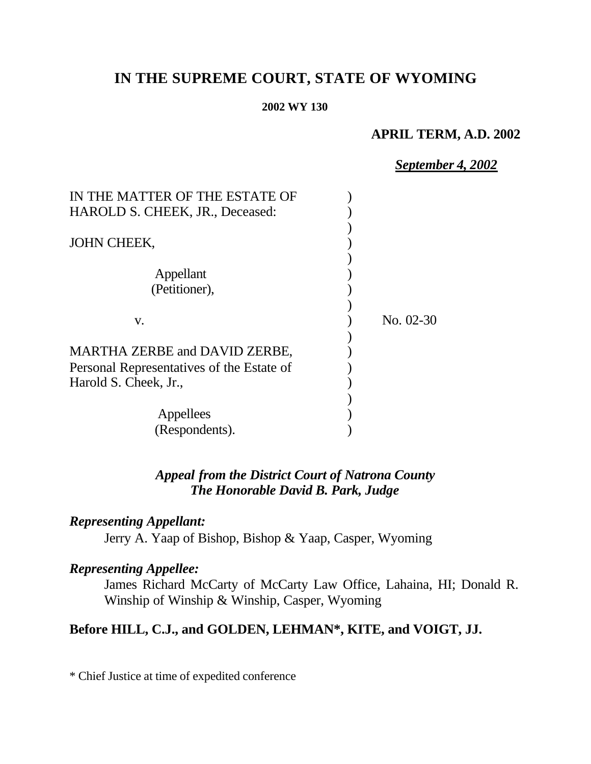# IN THE SUPREME COURT, STATE OF WYOMING

**2002 WY 130**

**APRIL TERM, A.D. 2002**

***September 4, 2002***

IN THE MATTER OF THE ESTATE OF HAROLD S. CHEEK, JR., Deceased:

JOHN CHEEK,

Appellant (Petitioner),

v.

No. 02-30

MARTHA ZERBE and DAVID ZERBE, Personal Representatives of the Estate of Harold S. Cheek, Jr.,

Appellees (Respondents).

***Appeal from the District Court of Natrona County***
***The Honorable David B. Park, Judge***

***Representing Appellant:***

Jerry A. Yaap of Bishop, Bishop & Yaap, Casper, Wyoming

***Representing Appellee:***

James Richard McCarty of McCarty Law Office, Lahaina, HI; Donald R. Winship of Winship & Winship, Casper, Wyoming

**Before HILL, C.J., and GOLDEN, LEHMAN*, KITE, and VOIGT, JJ.**

\* Chief Justice at time of expedited conference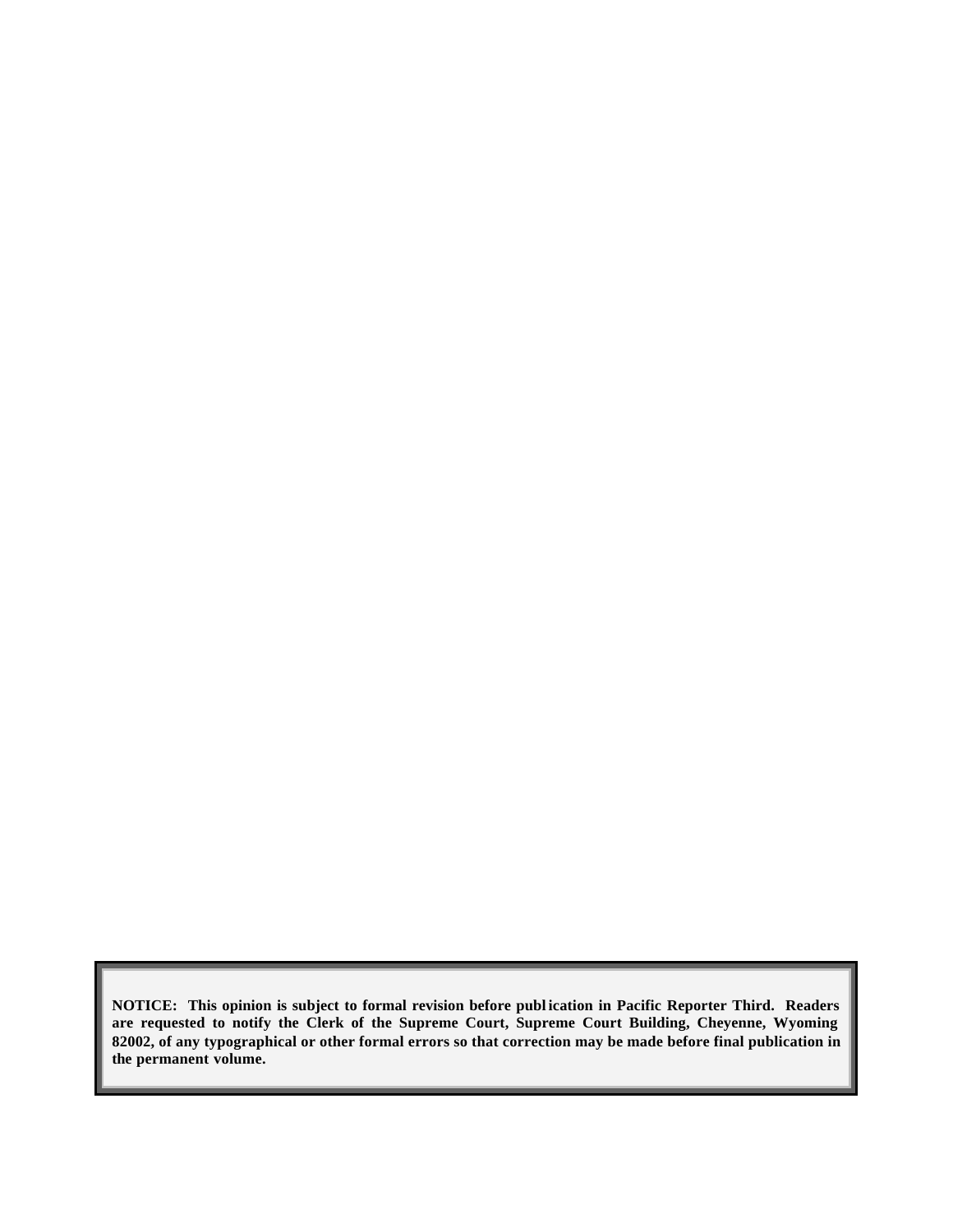**NOTICE: This opinion is subject to formal revision before publication in Pacific Reporter Third. Readers are requested to notify the Clerk of the Supreme Court, Supreme Court Building, Cheyenne, Wyoming 82002, of any typographical or other formal errors so that correction may be made before final publication in the permanent volume.**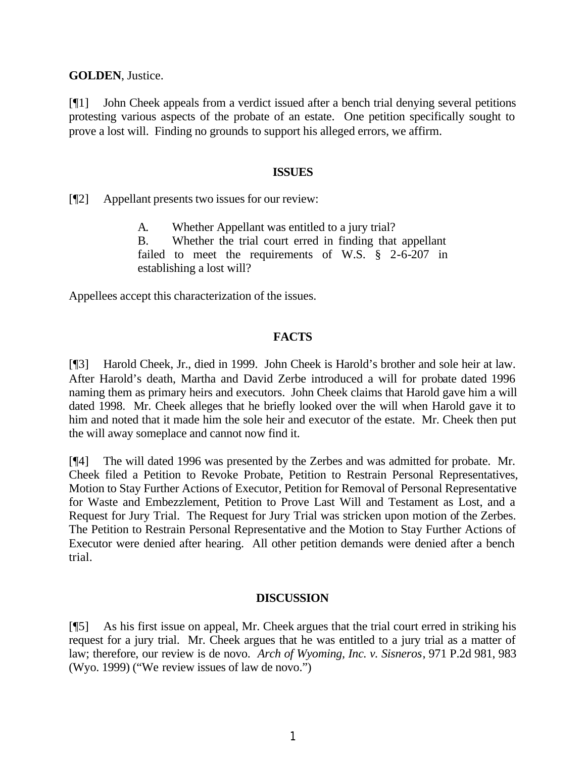**GOLDEN**, Justice.

[¶1] John Cheek appeals from a verdict issued after a bench trial denying several petitions protesting various aspects of the probate of an estate. One petition specifically sought to prove a lost will. Finding no grounds to support his alleged errors, we affirm.

## ISSUES

[¶2] Appellant presents two issues for our review:

> A. Whether Appellant was entitled to a jury trial?
> B. Whether the trial court erred in finding that appellant failed to meet the requirements of W.S. § 2-6-207 in establishing a lost will?

Appellees accept this characterization of the issues.

## FACTS

[¶3] Harold Cheek, Jr., died in 1999. John Cheek is Harold's brother and sole heir at law. After Harold's death, Martha and David Zerbe introduced a will for probate dated 1996 naming them as primary heirs and executors. John Cheek claims that Harold gave him a will dated 1998. Mr. Cheek alleges that he briefly looked over the will when Harold gave it to him and noted that it made him the sole heir and executor of the estate. Mr. Cheek then put the will away someplace and cannot now find it.

[¶4] The will dated 1996 was presented by the Zerbes and was admitted for probate. Mr. Cheek filed a Petition to Revoke Probate, Petition to Restrain Personal Representatives, Motion to Stay Further Actions of Executor, Petition for Removal of Personal Representative for Waste and Embezzlement, Petition to Prove Last Will and Testament as Lost, and a Request for Jury Trial. The Request for Jury Trial was stricken upon motion of the Zerbes. The Petition to Restrain Personal Representative and the Motion to Stay Further Actions of Executor were denied after hearing. All other petition demands were denied after a bench trial.

## DISCUSSION

[¶5] As his first issue on appeal, Mr. Cheek argues that the trial court erred in striking his request for a jury trial. Mr. Cheek argues that he was entitled to a jury trial as a matter of law; therefore, our review is de novo. *Arch of Wyoming, Inc. v. Sisneros*, 971 P.2d 981, 983 (Wyo. 1999) ("We review issues of law de novo.")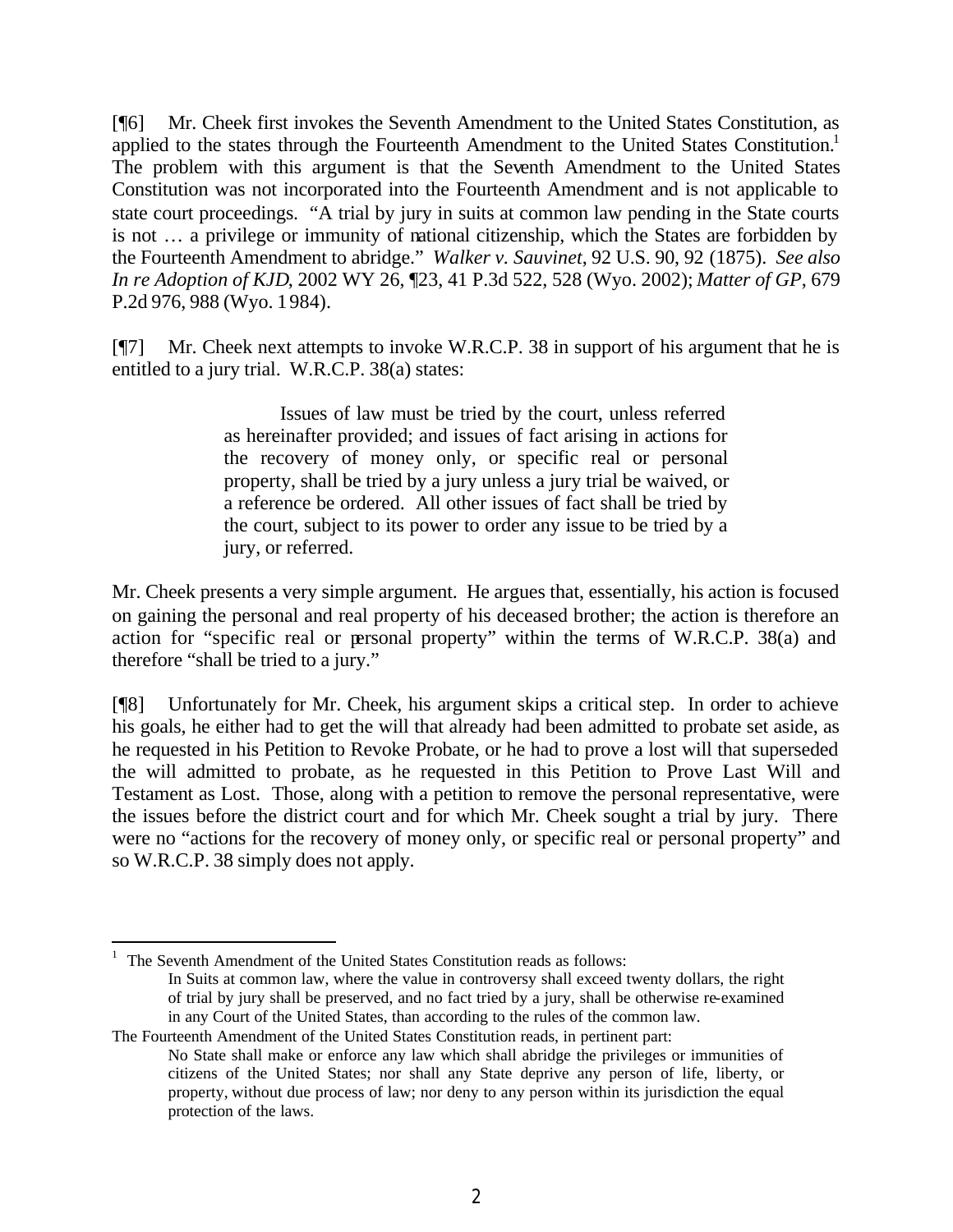[¶6] Mr. Cheek first invokes the Seventh Amendment to the United States Constitution, as applied to the states through the Fourteenth Amendment to the United States Constitution.[1] The problem with this argument is that the Seventh Amendment to the United States Constitution was not incorporated into the Fourteenth Amendment and is not applicable to state court proceedings. "A trial by jury in suits at common law pending in the State courts is not … a privilege or immunity of national citizenship, which the States are forbidden by the Fourteenth Amendment to abridge." *Walker v. Sauvinet*, 92 U.S. 90, 92 (1875). *See also In re Adoption of KJD*, 2002 WY 26, ¶23, 41 P.3d 522, 528 (Wyo. 2002); *Matter of GP*, 679 P.2d 976, 988 (Wyo. 1984).

[¶7] Mr. Cheek next attempts to invoke W.R.C.P. 38 in support of his argument that he is entitled to a jury trial. W.R.C.P. 38(a) states:

> Issues of law must be tried by the court, unless referred as hereinafter provided; and issues of fact arising in actions for the recovery of money only, or specific real or personal property, shall be tried by a jury unless a jury trial be waived, or a reference be ordered. All other issues of fact shall be tried by the court, subject to its power to order any issue to be tried by a jury, or referred.

Mr. Cheek presents a very simple argument. He argues that, essentially, his action is focused on gaining the personal and real property of his deceased brother; the action is therefore an action for "specific real or personal property" within the terms of W.R.C.P. 38(a) and therefore "shall be tried to a jury."

[¶8] Unfortunately for Mr. Cheek, his argument skips a critical step. In order to achieve his goals, he either had to get the will that already had been admitted to probate set aside, as he requested in his Petition to Revoke Probate, or he had to prove a lost will that superseded the will admitted to probate, as he requested in this Petition to Prove Last Will and Testament as Lost. Those, along with a petition to remove the personal representative, were the issues before the district court and for which Mr. Cheek sought a trial by jury. There were no "actions for the recovery of money only, or specific real or personal property" and so W.R.C.P. 38 simply does not apply.

---

[1] The Seventh Amendment of the United States Constitution reads as follows:

> In Suits at common law, where the value in controversy shall exceed twenty dollars, the right of trial by jury shall be preserved, and no fact tried by a jury, shall be otherwise re-examined in any Court of the United States, than according to the rules of the common law.

The Fourteenth Amendment of the United States Constitution reads, in pertinent part:

> No State shall make or enforce any law which shall abridge the privileges or immunities of citizens of the United States; nor shall any State deprive any person of life, liberty, or property, without due process of law; nor deny to any person within its jurisdiction the equal protection of the laws.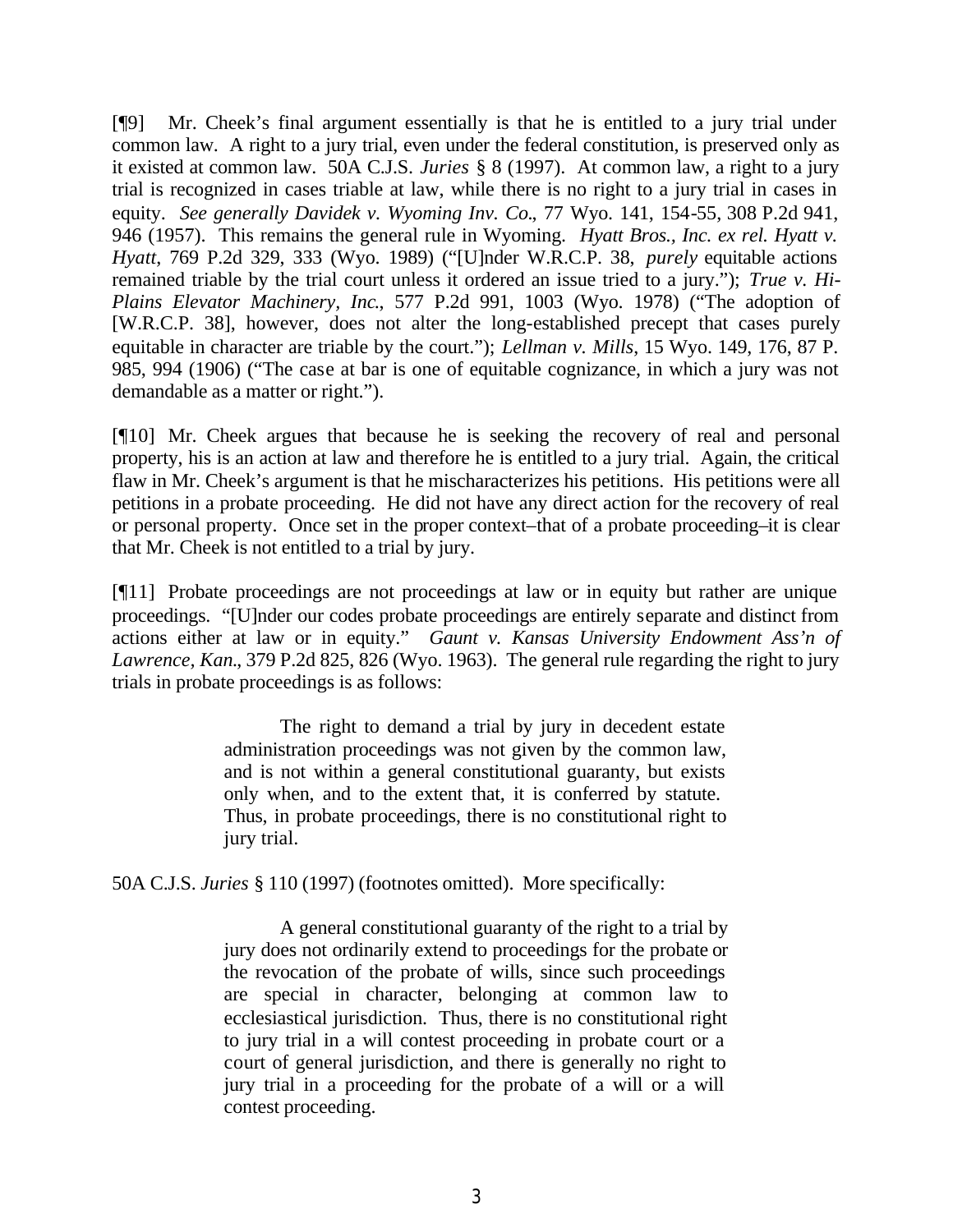[¶9] Mr. Cheek's final argument essentially is that he is entitled to a jury trial under common law. A right to a jury trial, even under the federal constitution, is preserved only as it existed at common law. 50A C.J.S. *Juries* § 8 (1997). At common law, a right to a jury trial is recognized in cases triable at law, while there is no right to a jury trial in cases in equity. *See generally Davidek v. Wyoming Inv. Co.*, 77 Wyo. 141, 154-55, 308 P.2d 941, 946 (1957). This remains the general rule in Wyoming. *Hyatt Bros., Inc. ex rel. Hyatt v. Hyatt*, 769 P.2d 329, 333 (Wyo. 1989) ("[U]nder W.R.C.P. 38, *purely* equitable actions remained triable by the trial court unless it ordered an issue tried to a jury."); *True v. Hi-Plains Elevator Machinery, Inc.*, 577 P.2d 991, 1003 (Wyo. 1978) ("The adoption of [W.R.C.P. 38], however, does not alter the long-established precept that cases purely equitable in character are triable by the court."); *Lellman v. Mills*, 15 Wyo. 149, 176, 87 P. 985, 994 (1906) ("The case at bar is one of equitable cognizance, in which a jury was not demandable as a matter or right.").

[¶10] Mr. Cheek argues that because he is seeking the recovery of real and personal property, his is an action at law and therefore he is entitled to a jury trial. Again, the critical flaw in Mr. Cheek's argument is that he mischaracterizes his petitions. His petitions were all petitions in a probate proceeding. He did not have any direct action for the recovery of real or personal property. Once set in the proper context–that of a probate proceeding–it is clear that Mr. Cheek is not entitled to a trial by jury.

[¶11] Probate proceedings are not proceedings at law or in equity but rather are unique proceedings. "[U]nder our codes probate proceedings are entirely separate and distinct from actions either at law or in equity." *Gaunt v. Kansas University Endowment Ass'n of Lawrence, Kan.*, 379 P.2d 825, 826 (Wyo. 1963). The general rule regarding the right to jury trials in probate proceedings is as follows:

> The right to demand a trial by jury in decedent estate administration proceedings was not given by the common law, and is not within a general constitutional guaranty, but exists only when, and to the extent that, it is conferred by statute. Thus, in probate proceedings, there is no constitutional right to jury trial.

50A C.J.S. *Juries* § 110 (1997) (footnotes omitted). More specifically:

> A general constitutional guaranty of the right to a trial by jury does not ordinarily extend to proceedings for the probate or the revocation of the probate of wills, since such proceedings are special in character, belonging at common law to ecclesiastical jurisdiction. Thus, there is no constitutional right to jury trial in a will contest proceeding in probate court or a court of general jurisdiction, and there is generally no right to jury trial in a proceeding for the probate of a will or a will contest proceeding.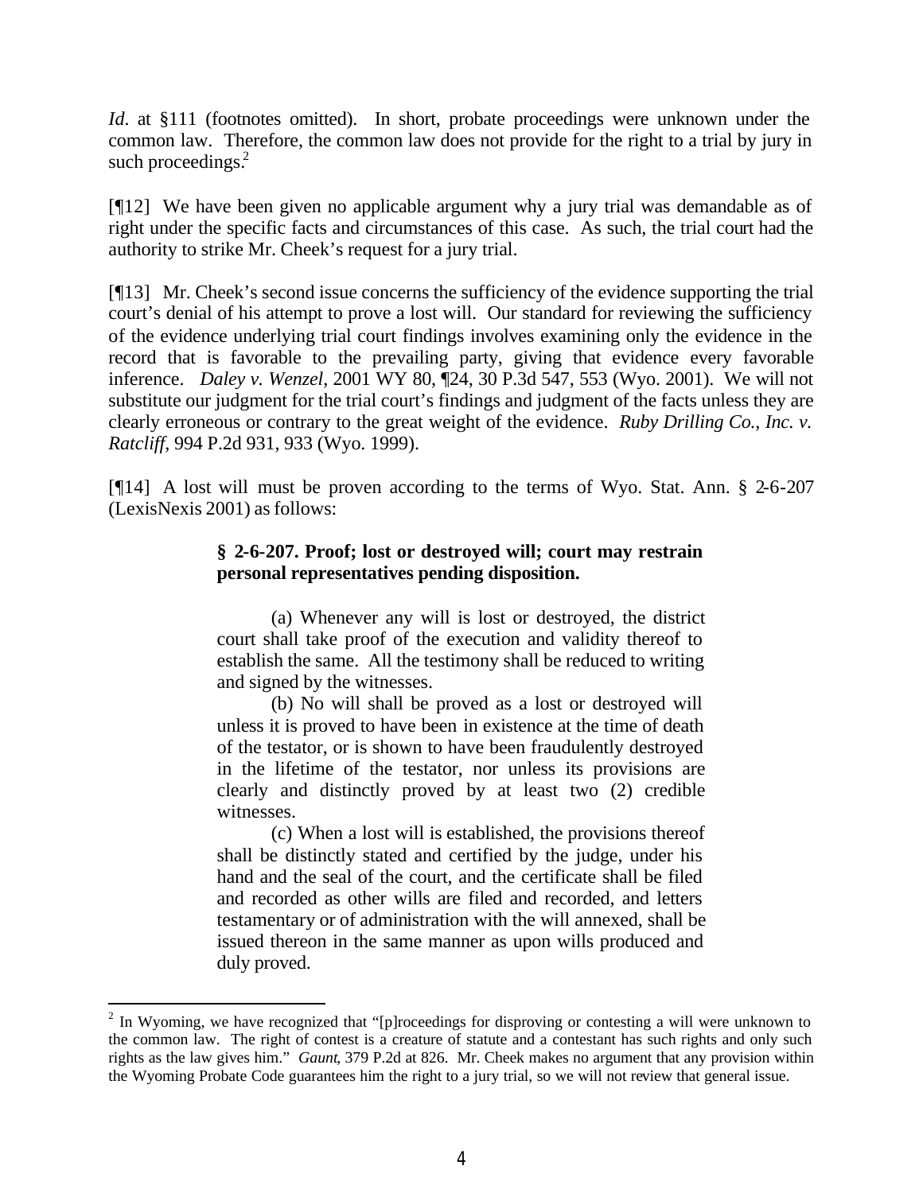*Id*. at §111 (footnotes omitted). In short, probate proceedings were unknown under the common law. Therefore, the common law does not provide for the right to a trial by jury in such proceedings.[2]

[¶12] We have been given no applicable argument why a jury trial was demandable as of right under the specific facts and circumstances of this case. As such, the trial court had the authority to strike Mr. Cheek's request for a jury trial.

[¶13] Mr. Cheek's second issue concerns the sufficiency of the evidence supporting the trial court's denial of his attempt to prove a lost will. Our standard for reviewing the sufficiency of the evidence underlying trial court findings involves examining only the evidence in the record that is favorable to the prevailing party, giving that evidence every favorable inference. *Daley v. Wenzel*, 2001 WY 80, ¶24, 30 P.3d 547, 553 (Wyo. 2001). We will not substitute our judgment for the trial court's findings and judgment of the facts unless they are clearly erroneous or contrary to the great weight of the evidence. *Ruby Drilling Co., Inc. v. Ratcliff*, 994 P.2d 931, 933 (Wyo. 1999).

[¶14] A lost will must be proven according to the terms of Wyo. Stat. Ann. § 2-6-207 (LexisNexis 2001) as follows:

> **§ 2-6-207. Proof; lost or destroyed will; court may restrain personal representatives pending disposition.**
>
> (a) Whenever any will is lost or destroyed, the district court shall take proof of the execution and validity thereof to establish the same. All the testimony shall be reduced to writing and signed by the witnesses.
>
> (b) No will shall be proved as a lost or destroyed will unless it is proved to have been in existence at the time of death of the testator, or is shown to have been fraudulently destroyed in the lifetime of the testator, nor unless its provisions are clearly and distinctly proved by at least two (2) credible witnesses.
>
> (c) When a lost will is established, the provisions thereof shall be distinctly stated and certified by the judge, under his hand and the seal of the court, and the certificate shall be filed and recorded as other wills are filed and recorded, and letters testamentary or of administration with the will annexed, shall be issued thereon in the same manner as upon wills produced and duly proved.

---

[2] In Wyoming, we have recognized that "[p]roceedings for disproving or contesting a will were unknown to the common law. The right of contest is a creature of statute and a contestant has such rights and only such rights as the law gives him." *Gaunt*, 379 P.2d at 826. Mr. Cheek makes no argument that any provision within the Wyoming Probate Code guarantees him the right to a jury trial, so we will not review that general issue.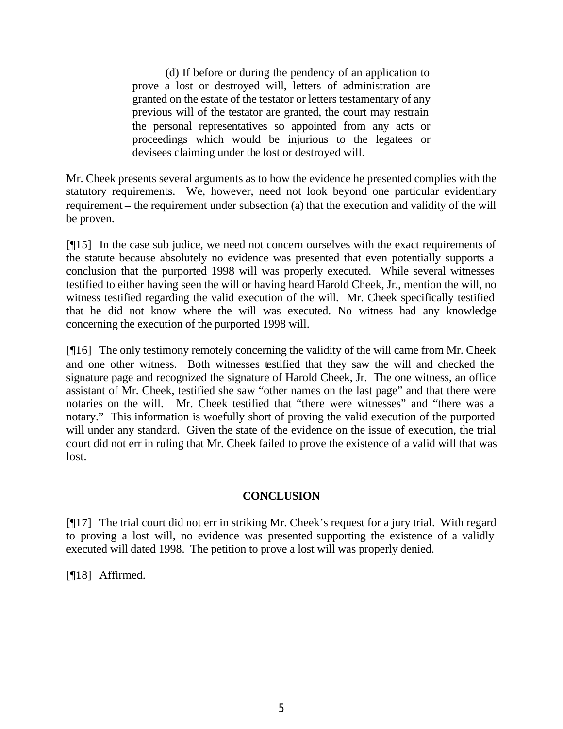> (d) If before or during the pendency of an application to prove a lost or destroyed will, letters of administration are granted on the estate of the testator or letters testamentary of any previous will of the testator are granted, the court may restrain the personal representatives so appointed from any acts or proceedings which would be injurious to the legatees or devisees claiming under the lost or destroyed will.

Mr. Cheek presents several arguments as to how the evidence he presented complies with the statutory requirements. We, however, need not look beyond one particular evidentiary requirement – the requirement under subsection (a) that the execution and validity of the will be proven.

[¶15] In the case sub judice, we need not concern ourselves with the exact requirements of the statute because absolutely no evidence was presented that even potentially supports a conclusion that the purported 1998 will was properly executed. While several witnesses testified to either having seen the will or having heard Harold Cheek, Jr., mention the will, no witness testified regarding the valid execution of the will. Mr. Cheek specifically testified that he did not know where the will was executed. No witness had any knowledge concerning the execution of the purported 1998 will.

[¶16] The only testimony remotely concerning the validity of the will came from Mr. Cheek and one other witness. Both witnesses testified that they saw the will and checked the signature page and recognized the signature of Harold Cheek, Jr. The one witness, an office assistant of Mr. Cheek, testified she saw "other names on the last page" and that there were notaries on the will. Mr. Cheek testified that "there were witnesses" and "there was a notary." This information is woefully short of proving the valid execution of the purported will under any standard. Given the state of the evidence on the issue of execution, the trial court did not err in ruling that Mr. Cheek failed to prove the existence of a valid will that was lost.

## CONCLUSION

[¶17] The trial court did not err in striking Mr. Cheek's request for a jury trial. With regard to proving a lost will, no evidence was presented supporting the existence of a validly executed will dated 1998. The petition to prove a lost will was properly denied.

[¶18] Affirmed.